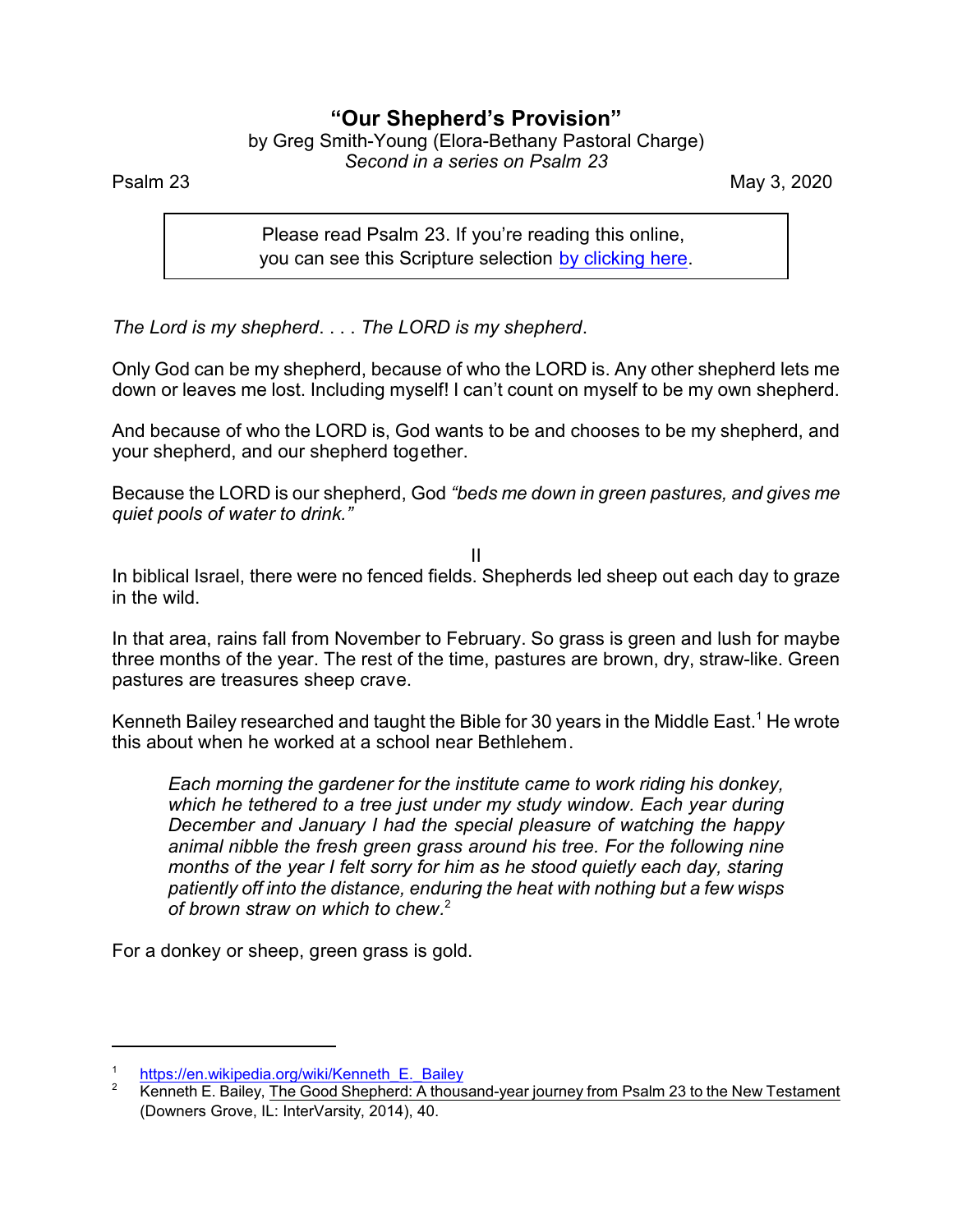# "Our Shepherd's Provision"

by Greg Smith-Young (Elora-Bethany Pastoral Charge)

*Second in a series on Psalm 23*

Psalm 23 May 3, 2020

> Please read Psalm 23. If you're reading this online, you can see this Scripture selection [by clicking here](#).

*The Lord is my shepherd*. . . . *The LORD is my shepherd*.

Only God can be my shepherd, because of who the LORD is. Any other shepherd lets me down or leaves me lost. Including myself! I can't count on myself to be my own shepherd.

And because of who the LORD is, God wants to be and chooses to be my shepherd, and your shepherd, and our shepherd together.

Because the LORD is our shepherd, God *"beds me down in green pastures, and gives me quiet pools of water to drink."*

II

In biblical Israel, there were no fenced fields. Shepherds led sheep out each day to graze in the wild.

In that area, rains fall from November to February. So grass is green and lush for maybe three months of the year. The rest of the time, pastures are brown, dry, straw-like. Green pastures are treasures sheep crave.

Kenneth Bailey researched and taught the Bible for 30 years in the Middle East.[1] He wrote this about when he worked at a school near Bethlehem.

> *Each morning the gardener for the institute came to work riding his donkey, which he tethered to a tree just under my study window. Each year during December and January I had the special pleasure of watching the happy animal nibble the fresh green grass around his tree. For the following nine months of the year I felt sorry for him as he stood quietly each day, staring patiently off into the distance, enduring the heat with nothing but a few wisps of brown straw on which to chew.*[2]

For a donkey or sheep, green grass is gold.

---

[1] https://en.wikipedia.org/wiki/Kenneth_E._Bailey

[2] Kenneth E. Bailey, The Good Shepherd: A thousand-year journey from Psalm 23 to the New Testament (Downers Grove, IL: InterVarsity, 2014), 40.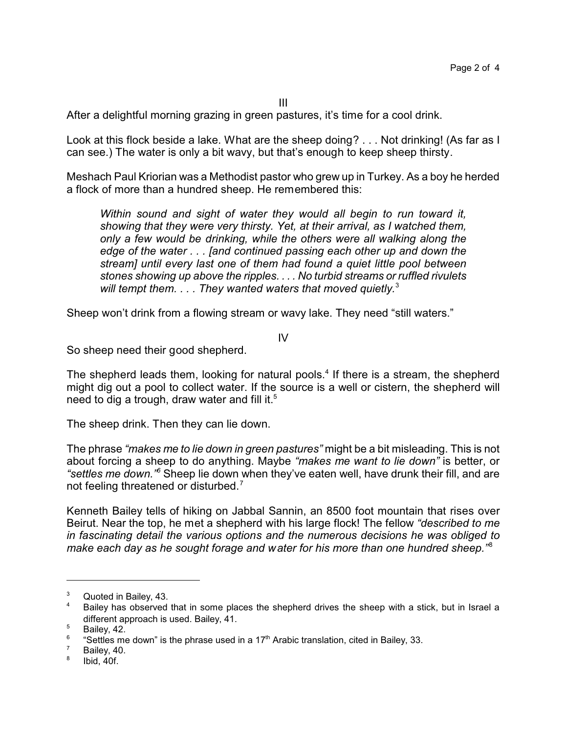III

After a delightful morning grazing in green pastures, it's time for a cool drink.

Look at this flock beside a lake. What are the sheep doing? . . . Not drinking! (As far as I can see.) The water is only a bit wavy, but that's enough to keep sheep thirsty.

Meshach Paul Kriorian was a Methodist pastor who grew up in Turkey. As a boy he herded a flock of more than a hundred sheep. He remembered this:

> *Within sound and sight of water they would all begin to run toward it, showing that they were very thirsty. Yet, at their arrival, as I watched them, only a few would be drinking, while the others were all walking along the edge of the water . . . [and continued passing each other up and down the stream] until every last one of them had found a quiet little pool between stones showing up above the ripples. . . . No turbid streams or ruffled rivulets will tempt them. . . . They wanted waters that moved quietly.*[3]

Sheep won't drink from a flowing stream or wavy lake. They need "still waters."

IV

So sheep need their good shepherd.

The shepherd leads them, looking for natural pools.[4] If there is a stream, the shepherd might dig out a pool to collect water. If the source is a well or cistern, the shepherd will need to dig a trough, draw water and fill it.[5]

The sheep drink. Then they can lie down.

The phrase *"makes me to lie down in green pastures"* might be a bit misleading. This is not about forcing a sheep to do anything. Maybe *"makes me want to lie down"* is better, or *"settles me down."*[6] Sheep lie down when they've eaten well, have drunk their fill, and are not feeling threatened or disturbed.[7]

Kenneth Bailey tells of hiking on Jabbal Sannin, an 8500 foot mountain that rises over Beirut. Near the top, he met a shepherd with his large flock! The fellow *"described to me in fascinating detail the various options and the numerous decisions he was obliged to make each day as he sought forage and water for his more than one hundred sheep."*[8]

---

[3] Quoted in Bailey, 43.

[4] Bailey has observed that in some places the shepherd drives the sheep with a stick, but in Israel a different approach is used. Bailey, 41.

[5] Bailey, 42.

[6] "Settles me down" is the phrase used in a 17th Arabic translation, cited in Bailey, 33.

[7] Bailey, 40.

[8] Ibid, 40f.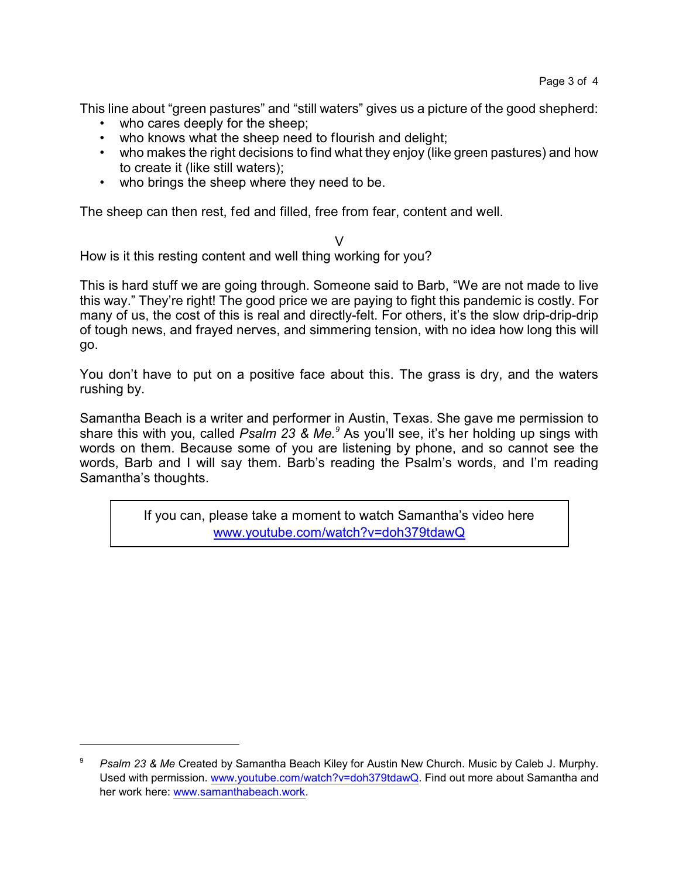This line about "green pastures" and "still waters" gives us a picture of the good shepherd:

- who cares deeply for the sheep;
- who knows what the sheep need to flourish and delight;
- who makes the right decisions to find what they enjoy (like green pastures) and how to create it (like still waters);
- who brings the sheep where they need to be.

The sheep can then rest, fed and filled, free from fear, content and well.

V

How is it this resting content and well thing working for you?

This is hard stuff we are going through. Someone said to Barb, "We are not made to live this way." They're right! The good price we are paying to fight this pandemic is costly. For many of us, the cost of this is real and directly-felt. For others, it's the slow drip-drip-drip of tough news, and frayed nerves, and simmering tension, with no idea how long this will go.

You don't have to put on a positive face about this. The grass is dry, and the waters rushing by.

Samantha Beach is a writer and performer in Austin, Texas. She gave me permission to share this with you, called *Psalm 23 & Me.*[9] As you'll see, it's her holding up sings with words on them. Because some of you are listening by phone, and so cannot see the words, Barb and I will say them. Barb's reading the Psalm's words, and I'm reading Samantha's thoughts.

> If you can, please take a moment to watch Samantha's video here
> www.youtube.com/watch?v=doh379tdawQ

---

[9] *Psalm 23 & Me* Created by Samantha Beach Kiley for Austin New Church. Music by Caleb J. Murphy. Used with permission. www.youtube.com/watch?v=doh379tdawQ. Find out more about Samantha and her work here: www.samanthabeach.work.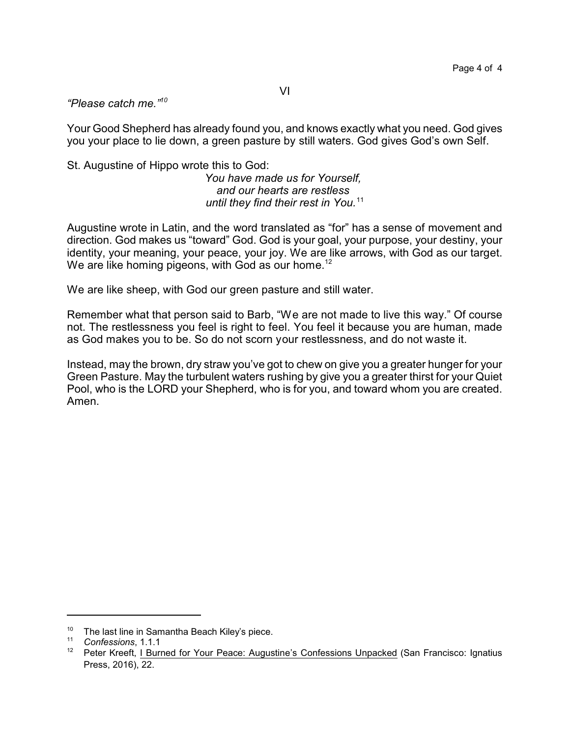## VI

*"Please catch me."*[10]

Your Good Shepherd has already found you, and knows exactly what you need. God gives you your place to lie down, a green pasture by still waters. God gives God's own Self.

St. Augustine of Hippo wrote this to God:

> *You have made us for Yourself,*
> *and our hearts are restless*
> *until they find their rest in You.*[11]

Augustine wrote in Latin, and the word translated as "for" has a sense of movement and direction. God makes us "toward" God. God is your goal, your purpose, your destiny, your identity, your meaning, your peace, your joy. We are like arrows, with God as our target. We are like homing pigeons, with God as our home.[12]

We are like sheep, with God our green pasture and still water.

Remember what that person said to Barb, "We are not made to live this way." Of course not. The restlessness you feel is right to feel. You feel it because you are human, made as God makes you to be. So do not scorn your restlessness, and do not waste it.

Instead, may the brown, dry straw you've got to chew on give you a greater hunger for your Green Pasture. May the turbulent waters rushing by give you a greater thirst for your Quiet Pool, who is the LORD your Shepherd, who is for you, and toward whom you are created. Amen.

---

[10] The last line in Samantha Beach Kiley's piece.

[11] *Confessions*, 1.1.1

[12] Peter Kreeft, I Burned for Your Peace: Augustine's Confessions Unpacked (San Francisco: Ignatius Press, 2016), 22.